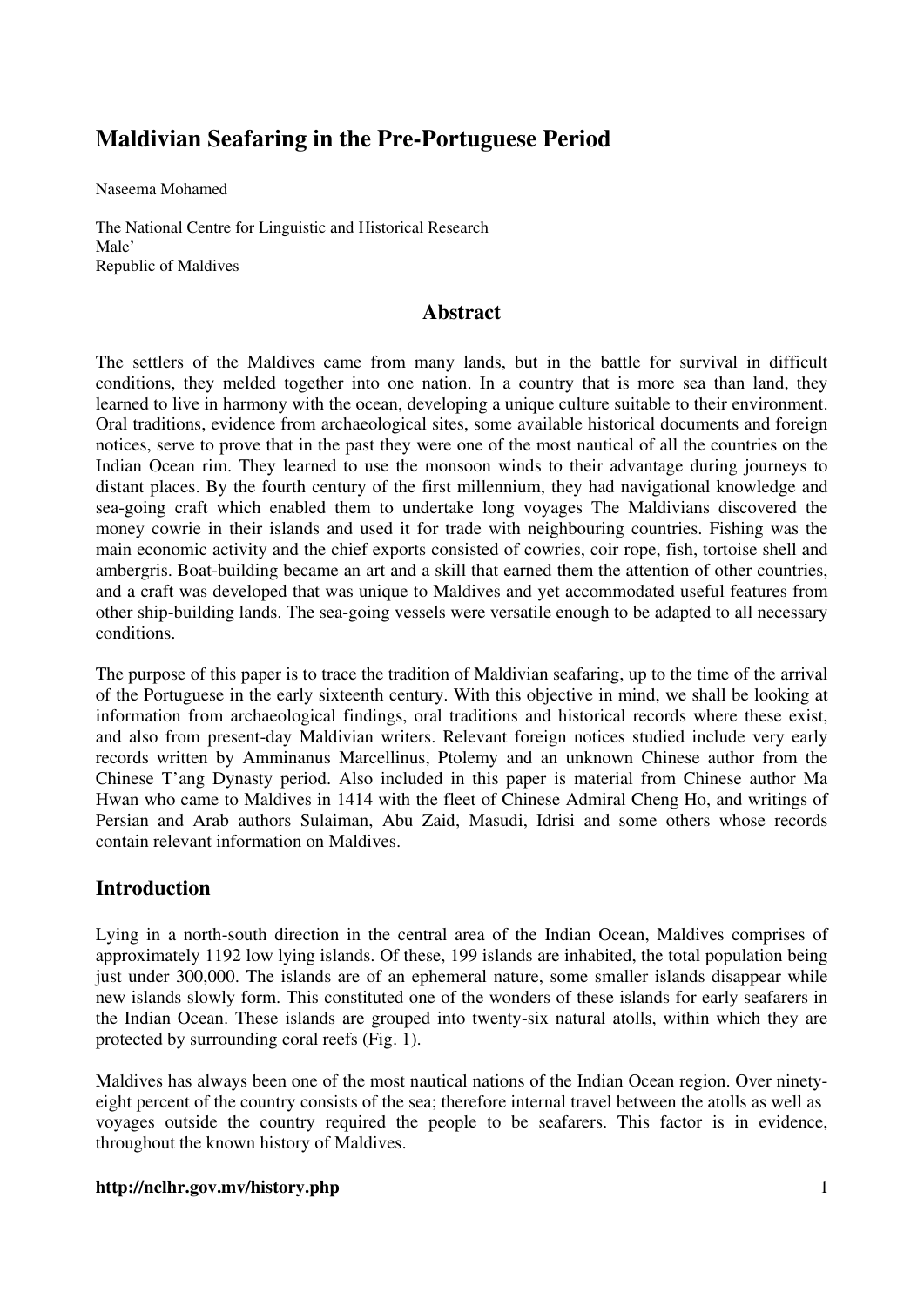# Maldivian Seafaring in the Pre-Portuguese Period

Naseema Mohamed

The National Centre for Linguistic and Historical Research
Male'
Republic of Maldives

## Abstract

The settlers of the Maldives came from many lands, but in the battle for survival in difficult conditions, they melded together into one nation. In a country that is more sea than land, they learned to live in harmony with the ocean, developing a unique culture suitable to their environment. Oral traditions, evidence from archaeological sites, some available historical documents and foreign notices, serve to prove that in the past they were one of the most nautical of all the countries on the Indian Ocean rim. They learned to use the monsoon winds to their advantage during journeys to distant places. By the fourth century of the first millennium, they had navigational knowledge and sea-going craft which enabled them to undertake long voyages The Maldivians discovered the money cowrie in their islands and used it for trade with neighbouring countries. Fishing was the main economic activity and the chief exports consisted of cowries, coir rope, fish, tortoise shell and ambergris. Boat-building became an art and a skill that earned them the attention of other countries, and a craft was developed that was unique to Maldives and yet accommodated useful features from other ship-building lands. The sea-going vessels were versatile enough to be adapted to all necessary conditions.

The purpose of this paper is to trace the tradition of Maldivian seafaring, up to the time of the arrival of the Portuguese in the early sixteenth century. With this objective in mind, we shall be looking at information from archaeological findings, oral traditions and historical records where these exist, and also from present-day Maldivian writers. Relevant foreign notices studied include very early records written by Amminanus Marcellinus, Ptolemy and an unknown Chinese author from the Chinese T'ang Dynasty period. Also included in this paper is material from Chinese author Ma Hwan who came to Maldives in 1414 with the fleet of Chinese Admiral Cheng Ho, and writings of Persian and Arab authors Sulaiman, Abu Zaid, Masudi, Idrisi and some others whose records contain relevant information on Maldives.

## Introduction

Lying in a north-south direction in the central area of the Indian Ocean, Maldives comprises of approximately 1192 low lying islands. Of these, 199 islands are inhabited, the total population being just under 300,000. The islands are of an ephemeral nature, some smaller islands disappear while new islands slowly form. This constituted one of the wonders of these islands for early seafarers in the Indian Ocean. These islands are grouped into twenty-six natural atolls, within which they are protected by surrounding coral reefs (Fig. 1).

Maldives has always been one of the most nautical nations of the Indian Ocean region. Over ninety-eight percent of the country consists of the sea; therefore internal travel between the atolls as well as voyages outside the country required the people to be seafarers. This factor is in evidence, throughout the known history of Maldives.

**http://nclhr.gov.mv/history.php**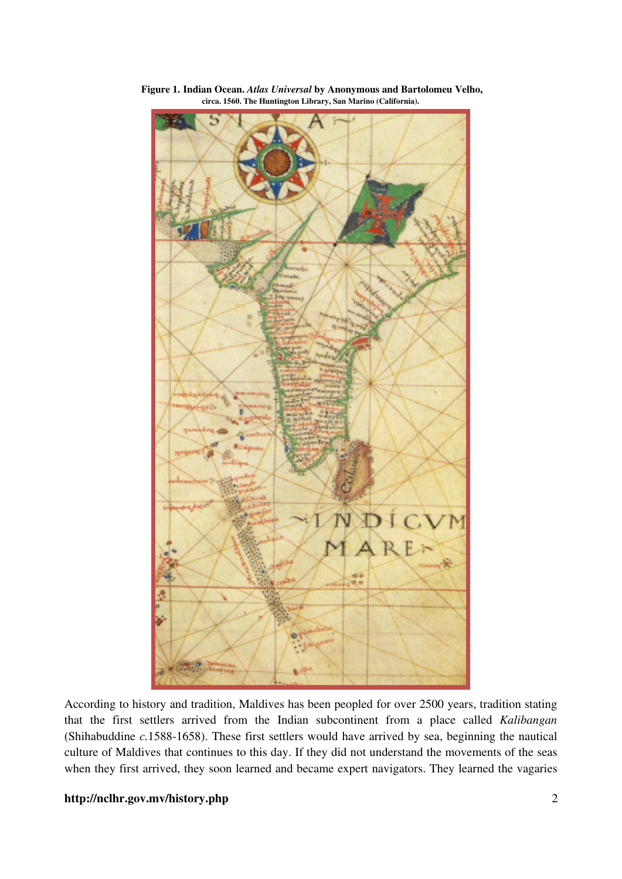**Figure 1. Indian Ocean.** ***Atlas Universal*** **by Anonymous and Bartolomeu Velho, circa. 1560. The Huntington Library, San Marino (California).**

According to history and tradition, Maldives has been peopled for over 2500 years, tradition stating that the first settlers arrived from the Indian subcontinent from a place called *Kalibangan* (Shihabuddine *c.*1588-1658). These first settlers would have arrived by sea, beginning the nautical culture of Maldives that continues to this day. If they did not understand the movements of the seas when they first arrived, they soon learned and became expert navigators. They learned the vagaries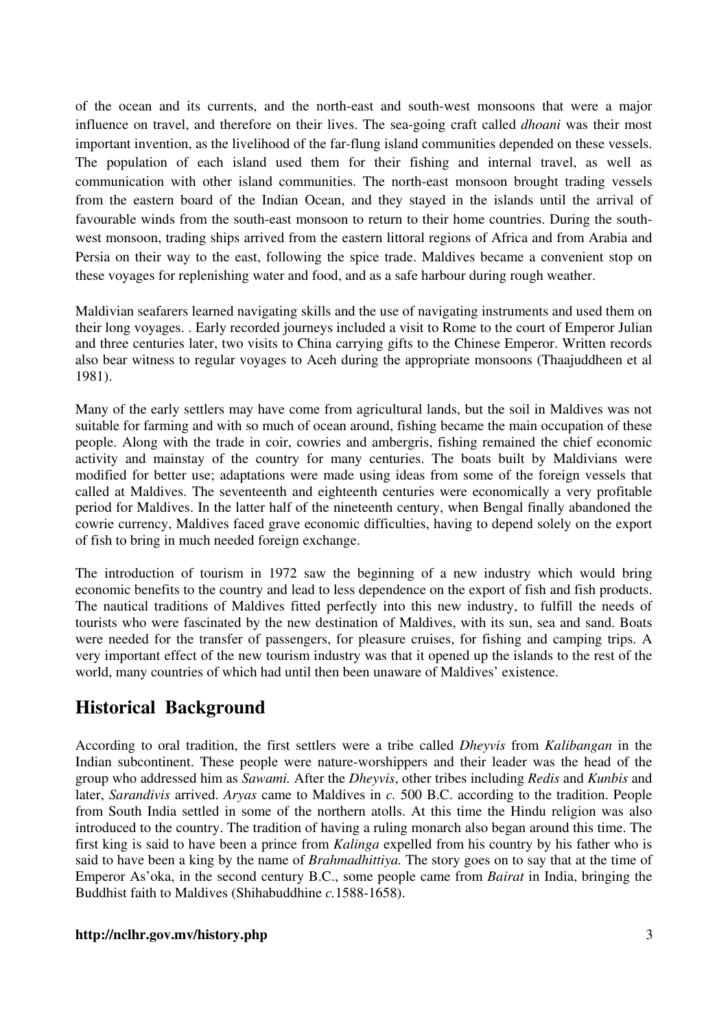of the ocean and its currents, and the north-east and south-west monsoons that were a major influence on travel, and therefore on their lives. The sea-going craft called *dhoani* was their most important invention, as the livelihood of the far-flung island communities depended on these vessels. The population of each island used them for their fishing and internal travel, as well as communication with other island communities. The north-east monsoon brought trading vessels from the eastern board of the Indian Ocean, and they stayed in the islands until the arrival of favourable winds from the south-east monsoon to return to their home countries. During the south-west monsoon, trading ships arrived from the eastern littoral regions of Africa and from Arabia and Persia on their way to the east, following the spice trade. Maldives became a convenient stop on these voyages for replenishing water and food, and as a safe harbour during rough weather.

Maldivian seafarers learned navigating skills and the use of navigating instruments and used them on their long voyages. . Early recorded journeys included a visit to Rome to the court of Emperor Julian and three centuries later, two visits to China carrying gifts to the Chinese Emperor. Written records also bear witness to regular voyages to Aceh during the appropriate monsoons (Thaajuddheen et al 1981).

Many of the early settlers may have come from agricultural lands, but the soil in Maldives was not suitable for farming and with so much of ocean around, fishing became the main occupation of these people. Along with the trade in coir, cowries and ambergris, fishing remained the chief economic activity and mainstay of the country for many centuries. The boats built by Maldivians were modified for better use; adaptations were made using ideas from some of the foreign vessels that called at Maldives. The seventeenth and eighteenth centuries were economically a very profitable period for Maldives. In the latter half of the nineteenth century, when Bengal finally abandoned the cowrie currency, Maldives faced grave economic difficulties, having to depend solely on the export of fish to bring in much needed foreign exchange.

The introduction of tourism in 1972 saw the beginning of a new industry which would bring economic benefits to the country and lead to less dependence on the export of fish and fish products. The nautical traditions of Maldives fitted perfectly into this new industry, to fulfill the needs of tourists who were fascinated by the new destination of Maldives, with its sun, sea and sand. Boats were needed for the transfer of passengers, for pleasure cruises, for fishing and camping trips. A very important effect of the new tourism industry was that it opened up the islands to the rest of the world, many countries of which had until then been unaware of Maldives' existence.

## Historical Background

According to oral tradition, the first settlers were a tribe called *Dheyvis* from *Kalibangan* in the Indian subcontinent. These people were nature-worshippers and their leader was the head of the group who addressed him as *Sawami.* After the *Dheyvis*, other tribes including *Redis* and *Kunbis* and later, *Sarandivis* arrived. *Aryas* came to Maldives in *c.* 500 B.C. according to the tradition. People from South India settled in some of the northern atolls. At this time the Hindu religion was also introduced to the country. The tradition of having a ruling monarch also began around this time. The first king is said to have been a prince from *Kalinga* expelled from his country by his father who is said to have been a king by the name of *Brahmadhittiya.* The story goes on to say that at the time of Emperor As'oka, in the second century B.C., some people came from *Bairat* in India, bringing the Buddhist faith to Maldives (Shihabuddhine *c.*1588-1658).

**http://nclhr.gov.mv/history.php**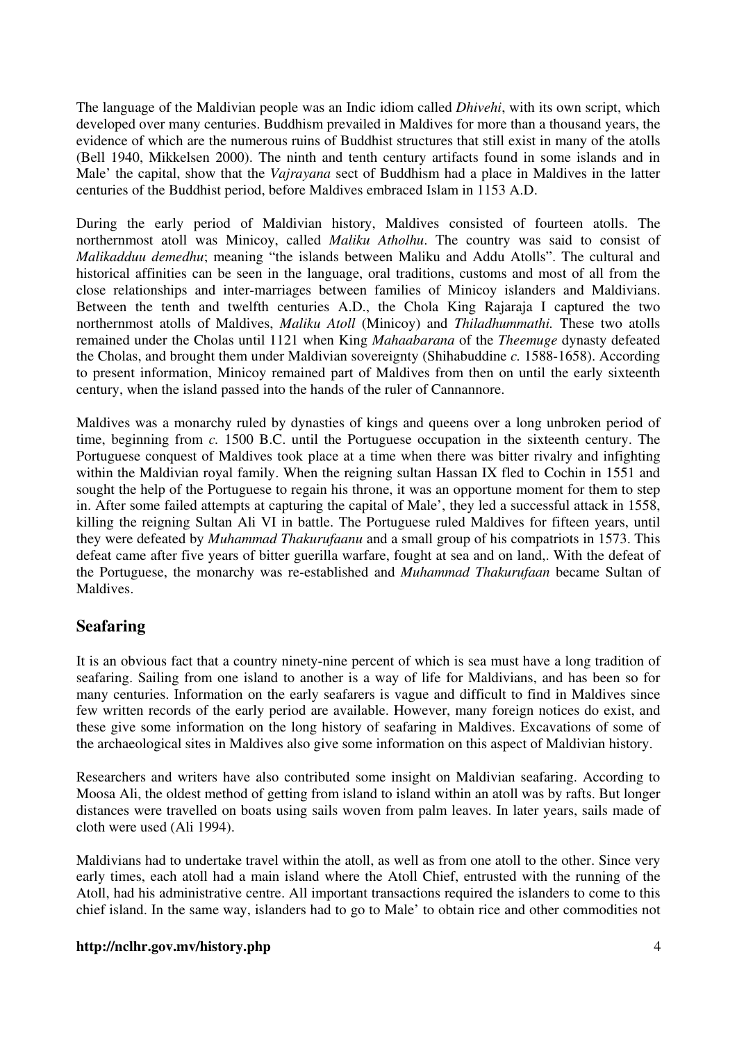The language of the Maldivian people was an Indic idiom called *Dhivehi*, with its own script, which developed over many centuries. Buddhism prevailed in Maldives for more than a thousand years, the evidence of which are the numerous ruins of Buddhist structures that still exist in many of the atolls (Bell 1940, Mikkelsen 2000). The ninth and tenth century artifacts found in some islands and in Male' the capital, show that the *Vajrayana* sect of Buddhism had a place in Maldives in the latter centuries of the Buddhist period, before Maldives embraced Islam in 1153 A.D.

During the early period of Maldivian history, Maldives consisted of fourteen atolls. The northernmost atoll was Minicoy, called *Maliku Atholhu*. The country was said to consist of *Malikadduu demedhu*; meaning "the islands between Maliku and Addu Atolls". The cultural and historical affinities can be seen in the language, oral traditions, customs and most of all from the close relationships and inter-marriages between families of Minicoy islanders and Maldivians. Between the tenth and twelfth centuries A.D., the Chola King Rajaraja I captured the two northernmost atolls of Maldives, *Maliku Atoll* (Minicoy) and *Thiladhummathi.* These two atolls remained under the Cholas until 1121 when King *Mahaabarana* of the *Theemuge* dynasty defeated the Cholas, and brought them under Maldivian sovereignty (Shihabuddine *c.* 1588-1658). According to present information, Minicoy remained part of Maldives from then on until the early sixteenth century, when the island passed into the hands of the ruler of Cannannore.

Maldives was a monarchy ruled by dynasties of kings and queens over a long unbroken period of time, beginning from *c.* 1500 B.C. until the Portuguese occupation in the sixteenth century. The Portuguese conquest of Maldives took place at a time when there was bitter rivalry and infighting within the Maldivian royal family. When the reigning sultan Hassan IX fled to Cochin in 1551 and sought the help of the Portuguese to regain his throne, it was an opportune moment for them to step in. After some failed attempts at capturing the capital of Male', they led a successful attack in 1558, killing the reigning Sultan Ali VI in battle. The Portuguese ruled Maldives for fifteen years, until they were defeated by *Muhammad Thakurufaanu* and a small group of his compatriots in 1573. This defeat came after five years of bitter guerilla warfare, fought at sea and on land,. With the defeat of the Portuguese, the monarchy was re-established and *Muhammad Thakurufaan* became Sultan of Maldives.

## Seafaring

It is an obvious fact that a country ninety-nine percent of which is sea must have a long tradition of seafaring. Sailing from one island to another is a way of life for Maldivians, and has been so for many centuries. Information on the early seafarers is vague and difficult to find in Maldives since few written records of the early period are available. However, many foreign notices do exist, and these give some information on the long history of seafaring in Maldives. Excavations of some of the archaeological sites in Maldives also give some information on this aspect of Maldivian history.

Researchers and writers have also contributed some insight on Maldivian seafaring. According to Moosa Ali, the oldest method of getting from island to island within an atoll was by rafts. But longer distances were travelled on boats using sails woven from palm leaves. In later years, sails made of cloth were used (Ali 1994).

Maldivians had to undertake travel within the atoll, as well as from one atoll to the other. Since very early times, each atoll had a main island where the Atoll Chief, entrusted with the running of the Atoll, had his administrative centre. All important transactions required the islanders to come to this chief island. In the same way, islanders had to go to Male' to obtain rice and other commodities not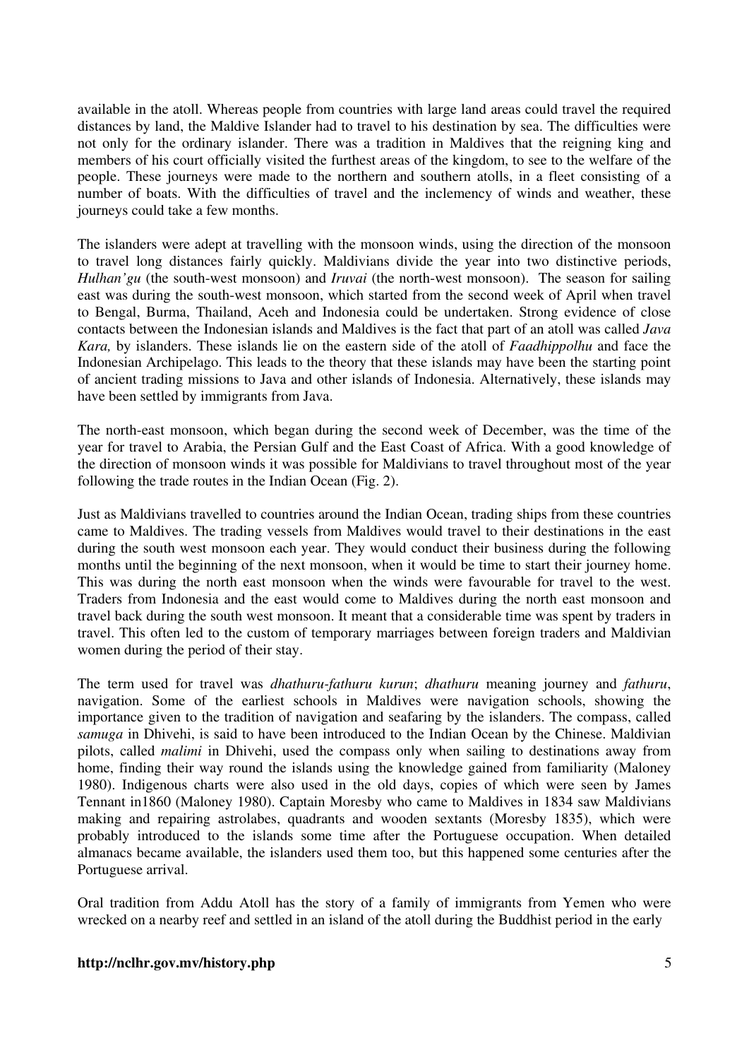available in the atoll. Whereas people from countries with large land areas could travel the required distances by land, the Maldive Islander had to travel to his destination by sea. The difficulties were not only for the ordinary islander. There was a tradition in Maldives that the reigning king and members of his court officially visited the furthest areas of the kingdom, to see to the welfare of the people. These journeys were made to the northern and southern atolls, in a fleet consisting of a number of boats. With the difficulties of travel and the inclemency of winds and weather, these journeys could take a few months.

The islanders were adept at travelling with the monsoon winds, using the direction of the monsoon to travel long distances fairly quickly. Maldivians divide the year into two distinctive periods, *Hulhan'gu* (the south-west monsoon) and *Iruvai* (the north-west monsoon). The season for sailing east was during the south-west monsoon, which started from the second week of April when travel to Bengal, Burma, Thailand, Aceh and Indonesia could be undertaken. Strong evidence of close contacts between the Indonesian islands and Maldives is the fact that part of an atoll was called *Java Kara,* by islanders. These islands lie on the eastern side of the atoll of *Faadhippolhu* and face the Indonesian Archipelago. This leads to the theory that these islands may have been the starting point of ancient trading missions to Java and other islands of Indonesia. Alternatively, these islands may have been settled by immigrants from Java.

The north-east monsoon, which began during the second week of December, was the time of the year for travel to Arabia, the Persian Gulf and the East Coast of Africa. With a good knowledge of the direction of monsoon winds it was possible for Maldivians to travel throughout most of the year following the trade routes in the Indian Ocean (Fig. 2).

Just as Maldivians travelled to countries around the Indian Ocean, trading ships from these countries came to Maldives. The trading vessels from Maldives would travel to their destinations in the east during the south west monsoon each year. They would conduct their business during the following months until the beginning of the next monsoon, when it would be time to start their journey home. This was during the north east monsoon when the winds were favourable for travel to the west. Traders from Indonesia and the east would come to Maldives during the north east monsoon and travel back during the south west monsoon. It meant that a considerable time was spent by traders in travel. This often led to the custom of temporary marriages between foreign traders and Maldivian women during the period of their stay.

The term used for travel was *dhathuru-fathuru kurun*; *dhathuru* meaning journey and *fathuru*, navigation. Some of the earliest schools in Maldives were navigation schools, showing the importance given to the tradition of navigation and seafaring by the islanders. The compass, called *samuga* in Dhivehi, is said to have been introduced to the Indian Ocean by the Chinese. Maldivian pilots, called *malimi* in Dhivehi, used the compass only when sailing to destinations away from home, finding their way round the islands using the knowledge gained from familiarity (Maloney 1980). Indigenous charts were also used in the old days, copies of which were seen by James Tennant in1860 (Maloney 1980). Captain Moresby who came to Maldives in 1834 saw Maldivians making and repairing astrolabes, quadrants and wooden sextants (Moresby 1835), which were probably introduced to the islands some time after the Portuguese occupation. When detailed almanacs became available, the islanders used them too, but this happened some centuries after the Portuguese arrival.

Oral tradition from Addu Atoll has the story of a family of immigrants from Yemen who were wrecked on a nearby reef and settled in an island of the atoll during the Buddhist period in the early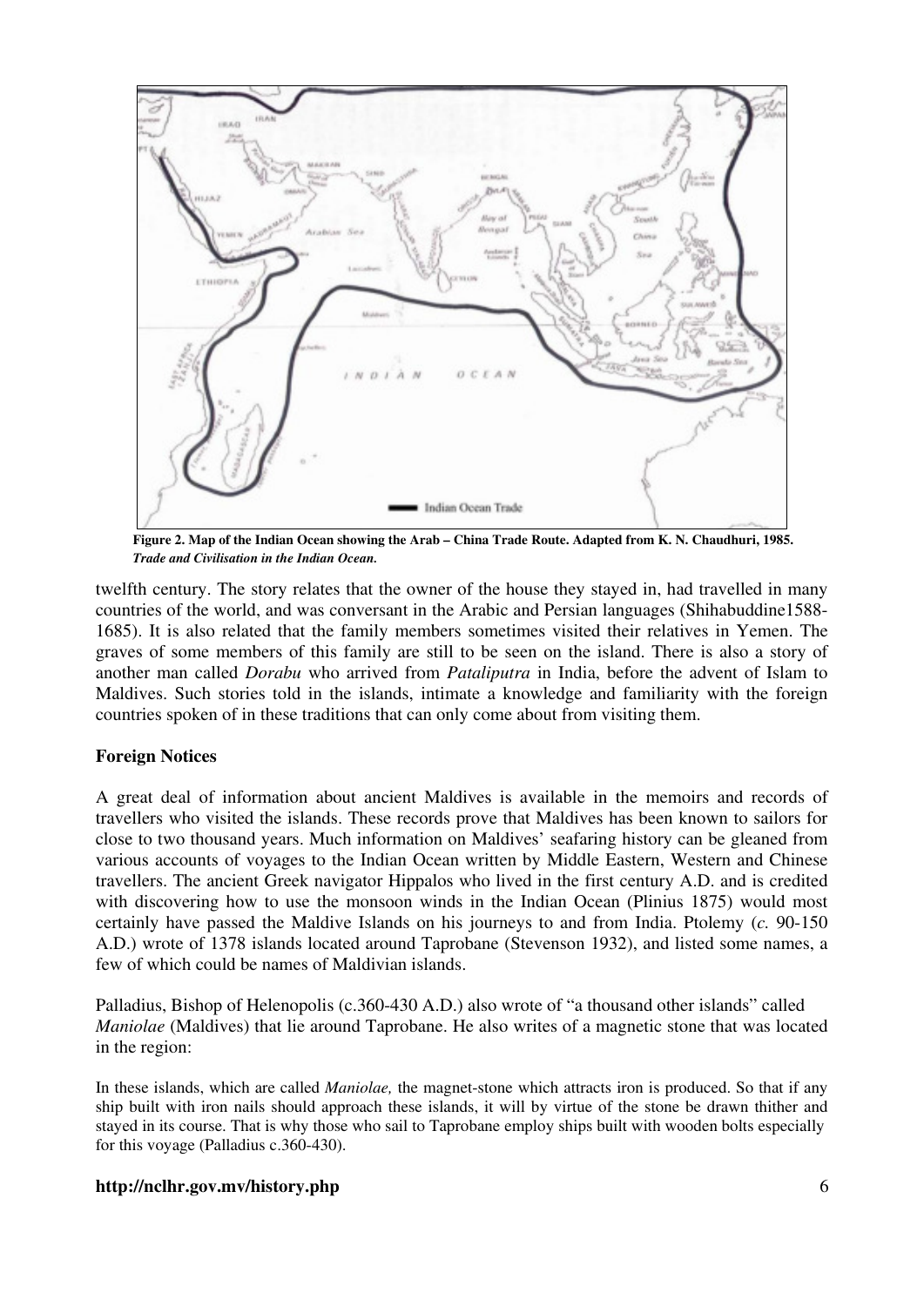**Figure 2. Map of the Indian Ocean showing the Arab – China Trade Route. Adapted from K. N. Chaudhuri, 1985. *Trade and Civilisation in the Indian Ocean.***

twelfth century. The story relates that the owner of the house they stayed in, had travelled in many countries of the world, and was conversant in the Arabic and Persian languages (Shihabuddine1588-1685). It is also related that the family members sometimes visited their relatives in Yemen. The graves of some members of this family are still to be seen on the island. There is also a story of another man called *Dorabu* who arrived from *Pataliputra* in India, before the advent of Islam to Maldives. Such stories told in the islands, intimate a knowledge and familiarity with the foreign countries spoken of in these traditions that can only come about from visiting them.

**Foreign Notices**

A great deal of information about ancient Maldives is available in the memoirs and records of travellers who visited the islands. These records prove that Maldives has been known to sailors for close to two thousand years. Much information on Maldives' seafaring history can be gleaned from various accounts of voyages to the Indian Ocean written by Middle Eastern, Western and Chinese travellers. The ancient Greek navigator Hippalos who lived in the first century A.D. and is credited with discovering how to use the monsoon winds in the Indian Ocean (Plinius 1875) would most certainly have passed the Maldive Islands on his journeys to and from India. Ptolemy (*c.* 90-150 A.D.) wrote of 1378 islands located around Taprobane (Stevenson 1932), and listed some names, a few of which could be names of Maldivian islands.

Palladius, Bishop of Helenopolis (c.360-430 A.D.) also wrote of "a thousand other islands" called *Maniolae* (Maldives) that lie around Taprobane. He also writes of a magnetic stone that was located in the region:

> In these islands, which are called *Maniolae,* the magnet-stone which attracts iron is produced. So that if any ship built with iron nails should approach these islands, it will by virtue of the stone be drawn thither and stayed in its course. That is why those who sail to Taprobane employ ships built with wooden bolts especially for this voyage (Palladius c.360-430).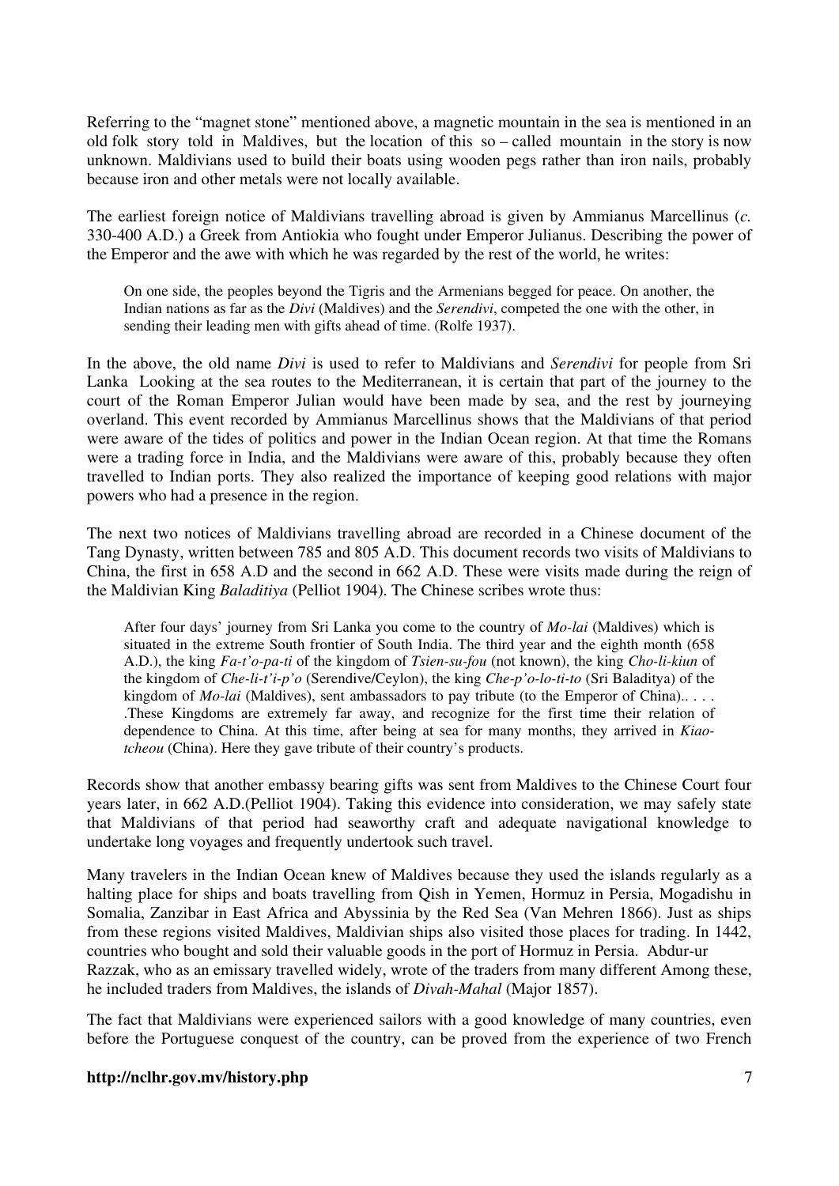Referring to the "magnet stone" mentioned above, a magnetic mountain in the sea is mentioned in an old folk story told in Maldives, but the location of this so – called mountain in the story is now unknown. Maldivians used to build their boats using wooden pegs rather than iron nails, probably because iron and other metals were not locally available.

The earliest foreign notice of Maldivians travelling abroad is given by Ammianus Marcellinus (*c.* 330-400 A.D.) a Greek from Antiokia who fought under Emperor Julianus. Describing the power of the Emperor and the awe with which he was regarded by the rest of the world, he writes:

> On one side, the peoples beyond the Tigris and the Armenians begged for peace. On another, the Indian nations as far as the *Divi* (Maldives) and the *Serendivi*, competed the one with the other, in sending their leading men with gifts ahead of time. (Rolfe 1937).

In the above, the old name *Divi* is used to refer to Maldivians and *Serendivi* for people from Sri Lanka Looking at the sea routes to the Mediterranean, it is certain that part of the journey to the court of the Roman Emperor Julian would have been made by sea, and the rest by journeying overland. This event recorded by Ammianus Marcellinus shows that the Maldivians of that period were aware of the tides of politics and power in the Indian Ocean region. At that time the Romans were a trading force in India, and the Maldivians were aware of this, probably because they often travelled to Indian ports. They also realized the importance of keeping good relations with major powers who had a presence in the region.

The next two notices of Maldivians travelling abroad are recorded in a Chinese document of the Tang Dynasty, written between 785 and 805 A.D. This document records two visits of Maldivians to China, the first in 658 A.D and the second in 662 A.D. These were visits made during the reign of the Maldivian King *Baladitiya* (Pelliot 1904). The Chinese scribes wrote thus:

> After four days' journey from Sri Lanka you come to the country of *Mo-lai* (Maldives) which is situated in the extreme South frontier of South India. The third year and the eighth month (658 A.D.), the king *Fa-t'o-pa-ti* of the kingdom of *Tsien-su-fou* (not known), the king *Cho-li-kiun* of the kingdom of *Che-li-t'i-p'o* (Serendive/Ceylon), the king *Che-p'o-lo-ti-to* (Sri Baladitya) of the kingdom of *Mo-lai* (Maldives), sent ambassadors to pay tribute (to the Emperor of China).. . . . .These Kingdoms are extremely far away, and recognize for the first time their relation of dependence to China. At this time, after being at sea for many months, they arrived in *Kiao-tcheou* (China). Here they gave tribute of their country's products.

Records show that another embassy bearing gifts was sent from Maldives to the Chinese Court four years later, in 662 A.D.(Pelliot 1904). Taking this evidence into consideration, we may safely state that Maldivians of that period had seaworthy craft and adequate navigational knowledge to undertake long voyages and frequently undertook such travel.

Many travelers in the Indian Ocean knew of Maldives because they used the islands regularly as a halting place for ships and boats travelling from Qish in Yemen, Hormuz in Persia, Mogadishu in Somalia, Zanzibar in East Africa and Abyssinia by the Red Sea (Van Mehren 1866). Just as ships from these regions visited Maldives, Maldivian ships also visited those places for trading. In 1442, countries who bought and sold their valuable goods in the port of Hormuz in Persia. Abdur-ur Razzak, who as an emissary travelled widely, wrote of the traders from many different Among these, he included traders from Maldives, the islands of *Divah-Mahal* (Major 1857).

The fact that Maldivians were experienced sailors with a good knowledge of many countries, even before the Portuguese conquest of the country, can be proved from the experience of two French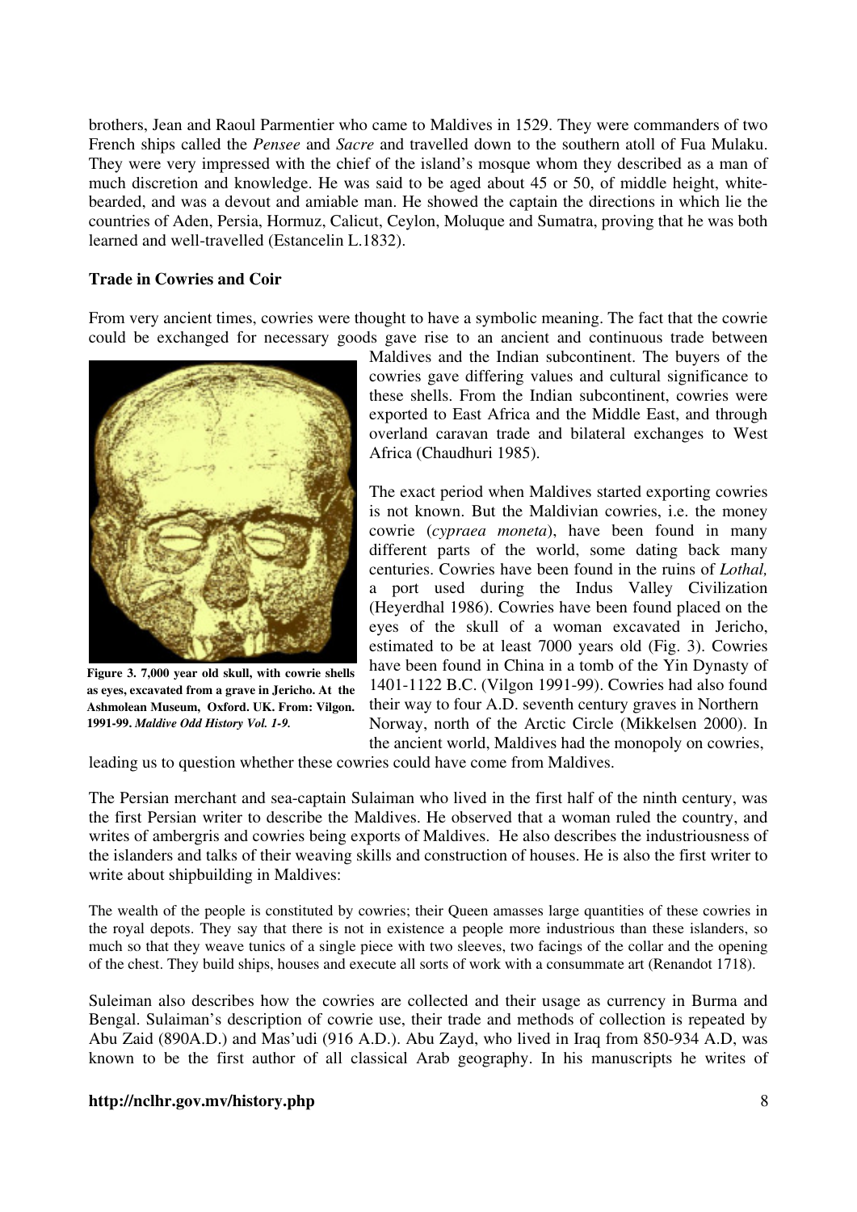brothers, Jean and Raoul Parmentier who came to Maldives in 1529. They were commanders of two French ships called the *Pensee* and *Sacre* and travelled down to the southern atoll of Fua Mulaku. They were very impressed with the chief of the island's mosque whom they described as a man of much discretion and knowledge. He was said to be aged about 45 or 50, of middle height, white-bearded, and was a devout and amiable man. He showed the captain the directions in which lie the countries of Aden, Persia, Hormuz, Calicut, Ceylon, Moluque and Sumatra, proving that he was both learned and well-travelled (Estancelin L.1832).

**Trade in Cowries and Coir**

From very ancient times, cowries were thought to have a symbolic meaning. The fact that the cowrie could be exchanged for necessary goods gave rise to an ancient and continuous trade between Maldives and the Indian subcontinent. The buyers of the cowries gave differing values and cultural significance to these shells. From the Indian subcontinent, cowries were exported to East Africa and the Middle East, and through overland caravan trade and bilateral exchanges to West Africa (Chaudhuri 1985).

**Figure 3. 7,000 year old skull, with cowrie shells as eyes, excavated from a grave in Jericho. At the Ashmolean Museum, Oxford. UK. From: Vilgon. 1991-99. *Maldive Odd History Vol. 1-9.***

The exact period when Maldives started exporting cowries is not known. But the Maldivian cowries, i.e. the money cowrie (*cypraea moneta*), have been found in many different parts of the world, some dating back many centuries. Cowries have been found in the ruins of *Lothal,* a port used during the Indus Valley Civilization (Heyerdhal 1986). Cowries have been found placed on the eyes of the skull of a woman excavated in Jericho, estimated to be at least 7000 years old (Fig. 3). Cowries have been found in China in a tomb of the Yin Dynasty of 1401-1122 B.C. (Vilgon 1991-99). Cowries had also found their way to four A.D. seventh century graves in Northern Norway, north of the Arctic Circle (Mikkelsen 2000). In the ancient world, Maldives had the monopoly on cowries, leading us to question whether these cowries could have come from Maldives.

The Persian merchant and sea-captain Sulaiman who lived in the first half of the ninth century, was the first Persian writer to describe the Maldives. He observed that a woman ruled the country, and writes of ambergris and cowries being exports of Maldives. He also describes the industriousness of the islanders and talks of their weaving skills and construction of houses. He is also the first writer to write about shipbuilding in Maldives:

> The wealth of the people is constituted by cowries; their Queen amasses large quantities of these cowries in the royal depots. They say that there is not in existence a people more industrious than these islanders, so much so that they weave tunics of a single piece with two sleeves, two facings of the collar and the opening of the chest. They build ships, houses and execute all sorts of work with a consummate art (Renandot 1718).

Suleiman also describes how the cowries are collected and their usage as currency in Burma and Bengal. Sulaiman's description of cowrie use, their trade and methods of collection is repeated by Abu Zaid (890A.D.) and Mas'udi (916 A.D.). Abu Zayd, who lived in Iraq from 850-934 A.D, was known to be the first author of all classical Arab geography. In his manuscripts he writes of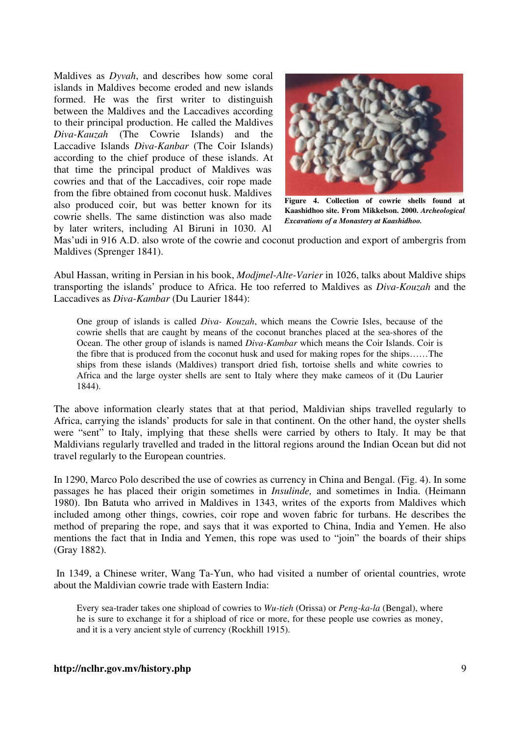Maldives as *Dyvah*, and describes how some coral islands in Maldives become eroded and new islands formed. He was the first writer to distinguish between the Maldives and the Laccadives according to their principal production. He called the Maldives *Diva-Kauzah* (The Cowrie Islands) and the Laccadive Islands *Diva-Kanbar* (The Coir Islands) according to the chief produce of these islands. At that time the principal product of Maldives was cowries and that of the Laccadives, coir rope made from the fibre obtained from coconut husk. Maldives also produced coir, but was better known for its cowrie shells. The same distinction was also made by later writers, including Al Biruni in 1030. Al Mas'udi in 916 A.D. also wrote of the cowrie and coconut production and export of ambergris from Maldives (Sprenger 1841).

**Figure 4. Collection of cowrie shells found at Kaashidhoo site. From Mikkelson. 2000.** ***Archeological Excavations of a Monastery at Kaashidhoo.***

Abul Hassan, writing in Persian in his book, *Modjmel-Alte-Varier* in 1026, talks about Maldive ships transporting the islands' produce to Africa. He too referred to Maldives as *Diva-Kouzah* and the Laccadives as *Diva-Kambar* (Du Laurier 1844):

> One group of islands is called *Diva- Kouzah*, which means the Cowrie Isles, because of the cowrie shells that are caught by means of the coconut branches placed at the sea-shores of the Ocean. The other group of islands is named *Diva-Kambar* which means the Coir Islands. Coir is the fibre that is produced from the coconut husk and used for making ropes for the ships……The ships from these islands (Maldives) transport dried fish, tortoise shells and white cowries to Africa and the large oyster shells are sent to Italy where they make cameos of it (Du Laurier 1844).

The above information clearly states that at that period, Maldivian ships travelled regularly to Africa, carrying the islands' products for sale in that continent. On the other hand, the oyster shells were "sent" to Italy, implying that these shells were carried by others to Italy. It may be that Maldivians regularly travelled and traded in the littoral regions around the Indian Ocean but did not travel regularly to the European countries.

In 1290, Marco Polo described the use of cowries as currency in China and Bengal. (Fig. 4). In some passages he has placed their origin sometimes in *Insulinde,* and sometimes in India. (Heimann 1980). Ibn Batuta who arrived in Maldives in 1343, writes of the exports from Maldives which included among other things, cowries, coir rope and woven fabric for turbans. He describes the method of preparing the rope, and says that it was exported to China, India and Yemen. He also mentions the fact that in India and Yemen, this rope was used to "join" the boards of their ships (Gray 1882).

In 1349, a Chinese writer, Wang Ta-Yun, who had visited a number of oriental countries, wrote about the Maldivian cowrie trade with Eastern India:

> Every sea-trader takes one shipload of cowries to *Wu-tieh* (Orissa) or *Peng-ka-la* (Bengal), where he is sure to exchange it for a shipload of rice or more, for these people use cowries as money, and it is a very ancient style of currency (Rockhill 1915).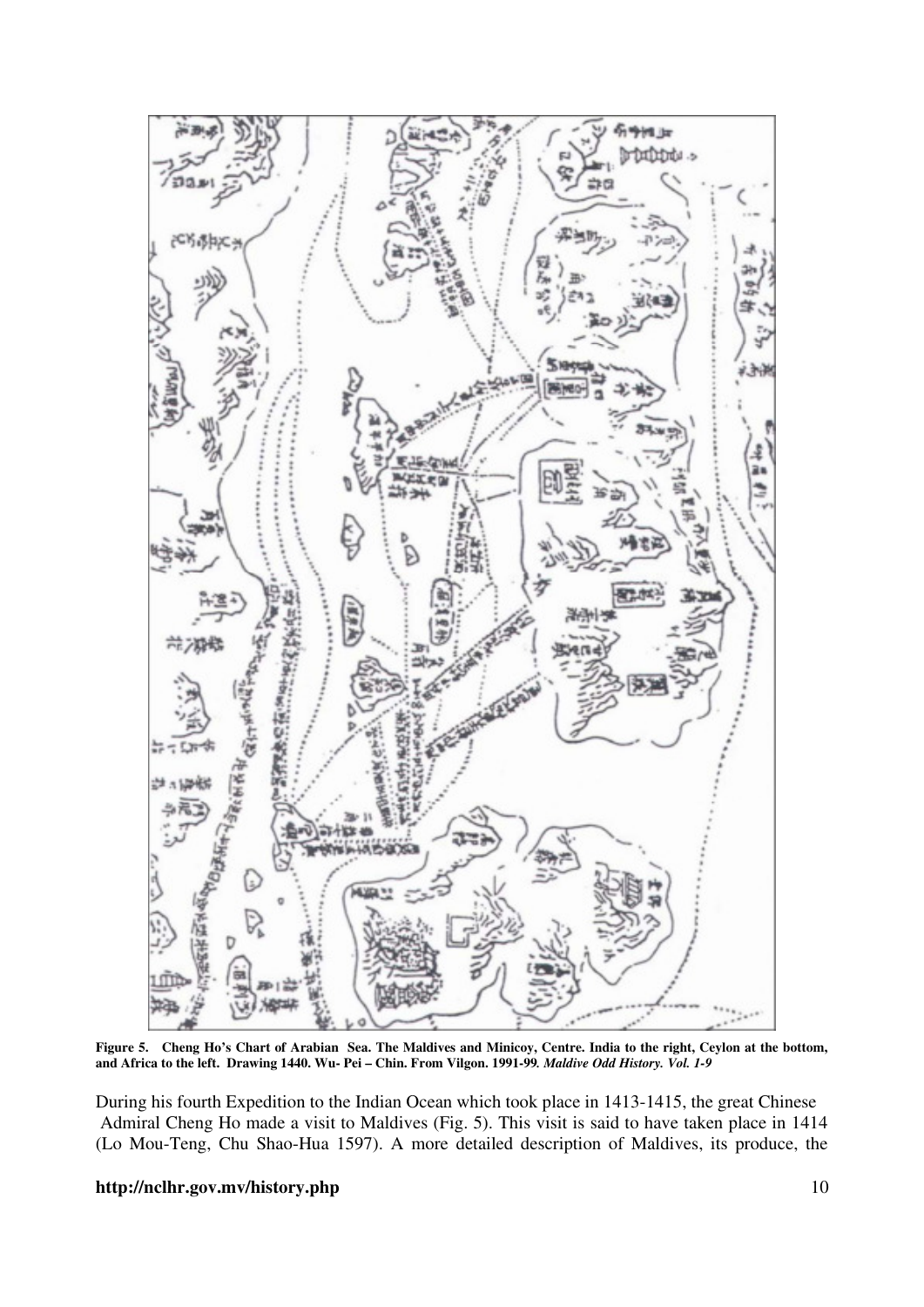**Figure 5. Cheng Ho's Chart of Arabian Sea. The Maldives and Minicoy, Centre. India to the right, Ceylon at the bottom, and Africa to the left. Drawing 1440. Wu- Pei – Chin. From Vilgon. 1991-99. *Maldive Odd History. Vol. 1-9***

During his fourth Expedition to the Indian Ocean which took place in 1413-1415, the great Chinese Admiral Cheng Ho made a visit to Maldives (Fig. 5). This visit is said to have taken place in 1414 (Lo Mou-Teng, Chu Shao-Hua 1597). A more detailed description of Maldives, its produce, the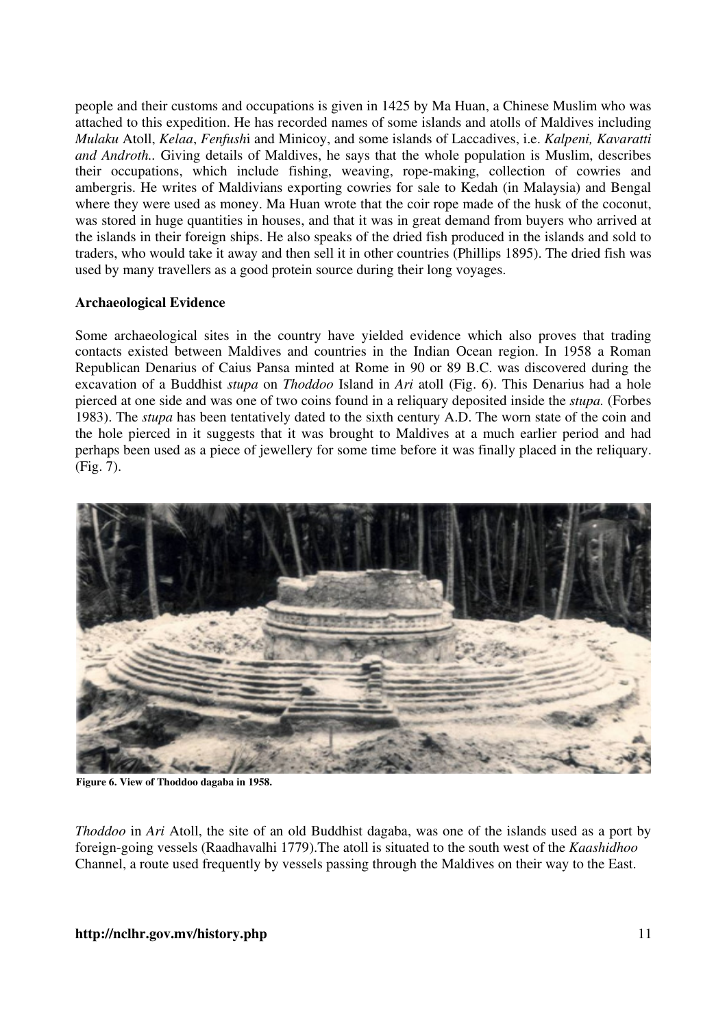people and their customs and occupations is given in 1425 by Ma Huan, a Chinese Muslim who was attached to this expedition. He has recorded names of some islands and atolls of Maldives including *Mulaku* Atoll, *Kelaa*, *Fenfush*i and Minicoy, and some islands of Laccadives, i.e. *Kalpeni, Kavaratti and Androth..* Giving details of Maldives, he says that the whole population is Muslim, describes their occupations, which include fishing, weaving, rope-making, collection of cowries and ambergris. He writes of Maldivians exporting cowries for sale to Kedah (in Malaysia) and Bengal where they were used as money. Ma Huan wrote that the coir rope made of the husk of the coconut, was stored in huge quantities in houses, and that it was in great demand from buyers who arrived at the islands in their foreign ships. He also speaks of the dried fish produced in the islands and sold to traders, who would take it away and then sell it in other countries (Phillips 1895). The dried fish was used by many travellers as a good protein source during their long voyages.

**Archaeological Evidence**

Some archaeological sites in the country have yielded evidence which also proves that trading contacts existed between Maldives and countries in the Indian Ocean region. In 1958 a Roman Republican Denarius of Caius Pansa minted at Rome in 90 or 89 B.C. was discovered during the excavation of a Buddhist *stupa* on *Thoddoo* Island in *Ari* atoll (Fig. 6). This Denarius had a hole pierced at one side and was one of two coins found in a reliquary deposited inside the *stupa.* (Forbes 1983). The *stupa* has been tentatively dated to the sixth century A.D. The worn state of the coin and the hole pierced in it suggests that it was brought to Maldives at a much earlier period and had perhaps been used as a piece of jewellery for some time before it was finally placed in the reliquary. (Fig. 7).

**Figure 6. View of Thoddoo dagaba in 1958.**

*Thoddoo* in *Ari* Atoll, the site of an old Buddhist dagaba, was one of the islands used as a port by foreign-going vessels (Raadhavalhi 1779).The atoll is situated to the south west of the *Kaashidhoo* Channel, a route used frequently by vessels passing through the Maldives on their way to the East.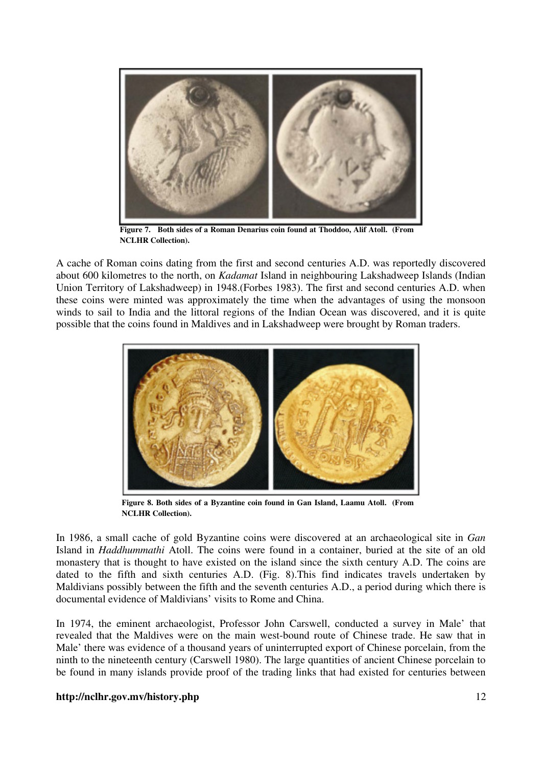**Figure 7. Both sides of a Roman Denarius coin found at Thoddoo, Alif Atoll. (From NCLHR Collection).**

A cache of Roman coins dating from the first and second centuries A.D. was reportedly discovered about 600 kilometres to the north, on *Kadamat* Island in neighbouring Lakshadweep Islands (Indian Union Territory of Lakshadweep) in 1948.(Forbes 1983). The first and second centuries A.D. when these coins were minted was approximately the time when the advantages of using the monsoon winds to sail to India and the littoral regions of the Indian Ocean was discovered, and it is quite possible that the coins found in Maldives and in Lakshadweep were brought by Roman traders.

**Figure 8. Both sides of a Byzantine coin found in Gan Island, Laamu Atoll. (From NCLHR Collection).**

In 1986, a small cache of gold Byzantine coins were discovered at an archaeological site in *Gan* Island in *Haddhummathi* Atoll. The coins were found in a container, buried at the site of an old monastery that is thought to have existed on the island since the sixth century A.D. The coins are dated to the fifth and sixth centuries A.D. (Fig. 8).This find indicates travels undertaken by Maldivians possibly between the fifth and the seventh centuries A.D., a period during which there is documental evidence of Maldivians' visits to Rome and China.

In 1974, the eminent archaeologist, Professor John Carswell, conducted a survey in Male' that revealed that the Maldives were on the main west-bound route of Chinese trade. He saw that in Male' there was evidence of a thousand years of uninterrupted export of Chinese porcelain, from the ninth to the nineteenth century (Carswell 1980). The large quantities of ancient Chinese porcelain to be found in many islands provide proof of the trading links that had existed for centuries between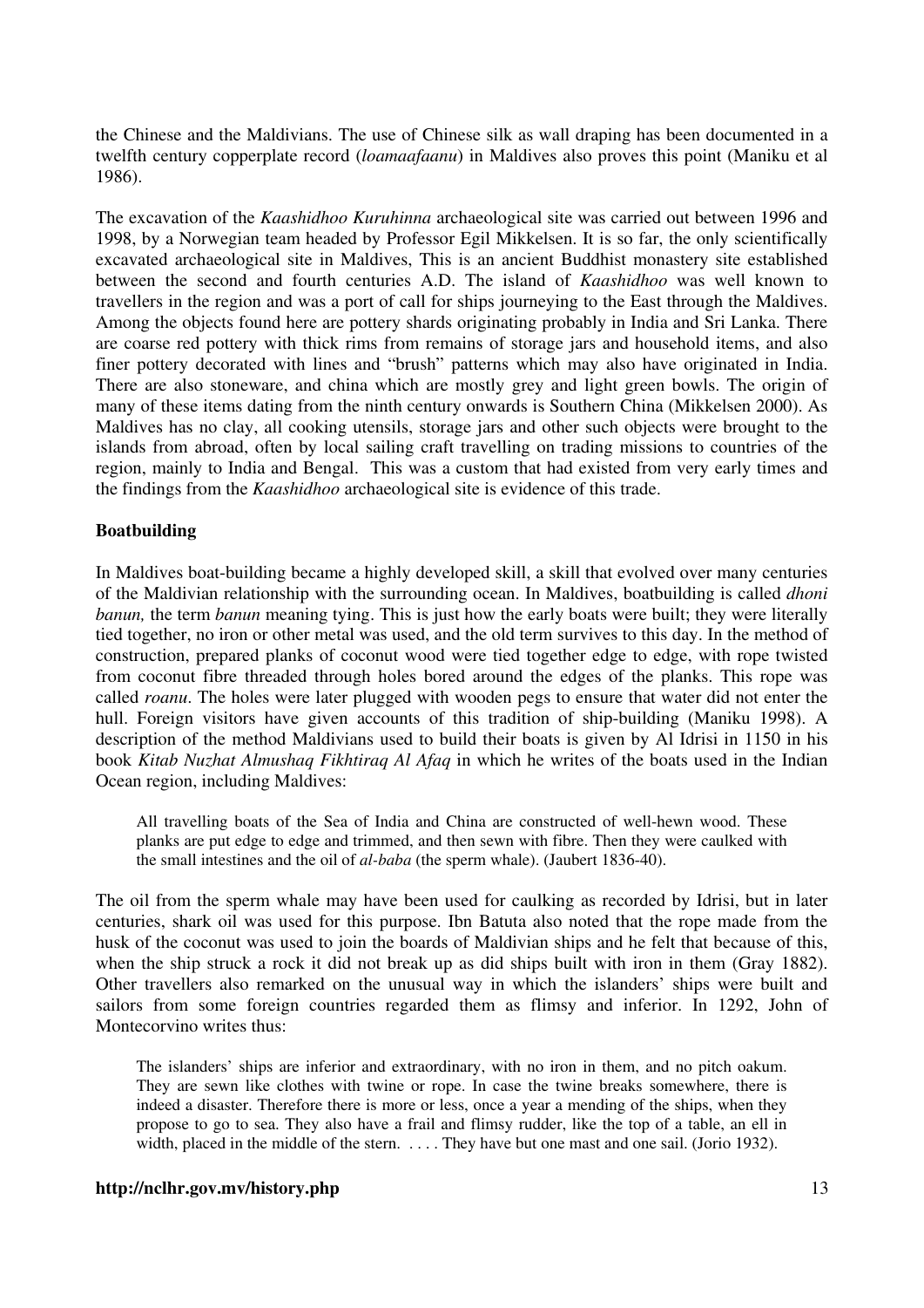the Chinese and the Maldivians. The use of Chinese silk as wall draping has been documented in a twelfth century copperplate record (*loamaafaanu*) in Maldives also proves this point (Maniku et al 1986).

The excavation of the *Kaashidhoo Kuruhinna* archaeological site was carried out between 1996 and 1998, by a Norwegian team headed by Professor Egil Mikkelsen. It is so far, the only scientifically excavated archaeological site in Maldives, This is an ancient Buddhist monastery site established between the second and fourth centuries A.D. The island of *Kaashidhoo* was well known to travellers in the region and was a port of call for ships journeying to the East through the Maldives. Among the objects found here are pottery shards originating probably in India and Sri Lanka. There are coarse red pottery with thick rims from remains of storage jars and household items, and also finer pottery decorated with lines and "brush" patterns which may also have originated in India. There are also stoneware, and china which are mostly grey and light green bowls. The origin of many of these items dating from the ninth century onwards is Southern China (Mikkelsen 2000). As Maldives has no clay, all cooking utensils, storage jars and other such objects were brought to the islands from abroad, often by local sailing craft travelling on trading missions to countries of the region, mainly to India and Bengal. This was a custom that had existed from very early times and the findings from the *Kaashidhoo* archaeological site is evidence of this trade.

**Boatbuilding**

In Maldives boat-building became a highly developed skill, a skill that evolved over many centuries of the Maldivian relationship with the surrounding ocean. In Maldives, boatbuilding is called *dhoni banun,* the term *banun* meaning tying. This is just how the early boats were built; they were literally tied together, no iron or other metal was used, and the old term survives to this day. In the method of construction, prepared planks of coconut wood were tied together edge to edge, with rope twisted from coconut fibre threaded through holes bored around the edges of the planks. This rope was called *roanu*. The holes were later plugged with wooden pegs to ensure that water did not enter the hull. Foreign visitors have given accounts of this tradition of ship-building (Maniku 1998). A description of the method Maldivians used to build their boats is given by Al Idrisi in 1150 in his book *Kitab Nuzhat Almushaq Fikhtiraq Al Afaq* in which he writes of the boats used in the Indian Ocean region, including Maldives:

> All travelling boats of the Sea of India and China are constructed of well-hewn wood. These planks are put edge to edge and trimmed, and then sewn with fibre. Then they were caulked with the small intestines and the oil of *al-baba* (the sperm whale). (Jaubert 1836-40).

The oil from the sperm whale may have been used for caulking as recorded by Idrisi, but in later centuries, shark oil was used for this purpose. Ibn Batuta also noted that the rope made from the husk of the coconut was used to join the boards of Maldivian ships and he felt that because of this, when the ship struck a rock it did not break up as did ships built with iron in them (Gray 1882). Other travellers also remarked on the unusual way in which the islanders' ships were built and sailors from some foreign countries regarded them as flimsy and inferior. In 1292, John of Montecorvino writes thus:

> The islanders' ships are inferior and extraordinary, with no iron in them, and no pitch oakum. They are sewn like clothes with twine or rope. In case the twine breaks somewhere, there is indeed a disaster. Therefore there is more or less, once a year a mending of the ships, when they propose to go to sea. They also have a frail and flimsy rudder, like the top of a table, an ell in width, placed in the middle of the stern. . . . . They have but one mast and one sail. (Jorio 1932).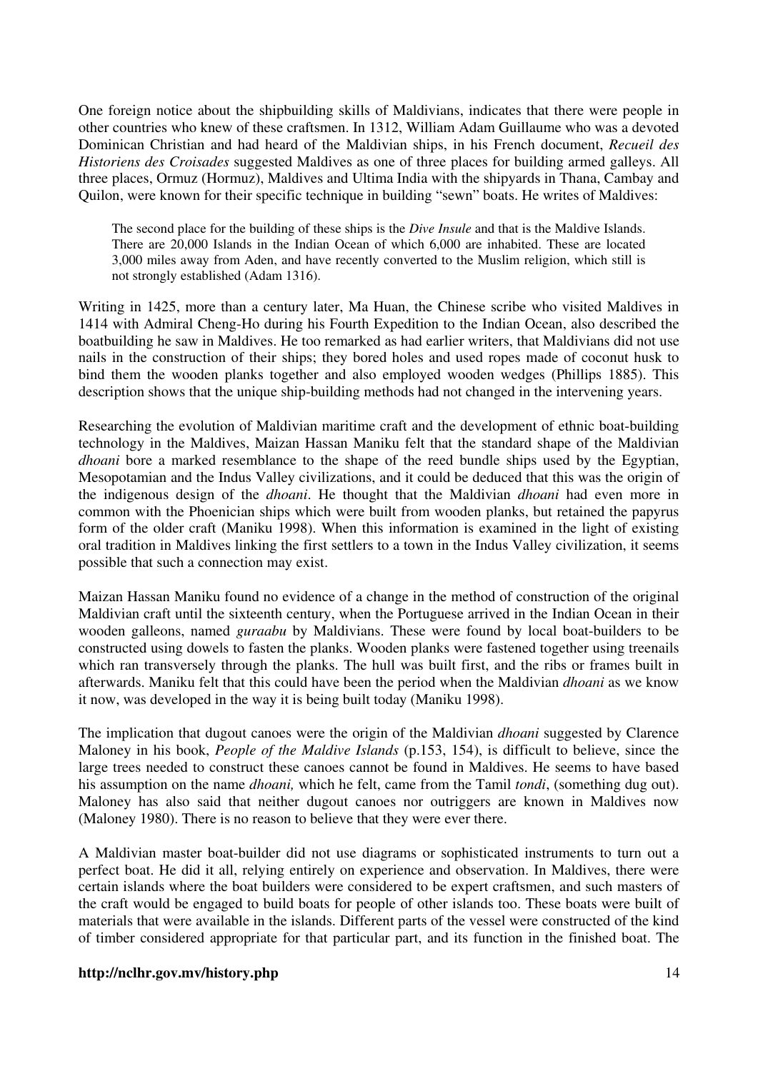One foreign notice about the shipbuilding skills of Maldivians, indicates that there were people in other countries who knew of these craftsmen. In 1312, William Adam Guillaume who was a devoted Dominican Christian and had heard of the Maldivian ships, in his French document, *Recueil des Historiens des Croisades* suggested Maldives as one of three places for building armed galleys. All three places, Ormuz (Hormuz), Maldives and Ultima India with the shipyards in Thana, Cambay and Quilon, were known for their specific technique in building "sewn" boats. He writes of Maldives:

> The second place for the building of these ships is the *Dive Insule* and that is the Maldive Islands. There are 20,000 Islands in the Indian Ocean of which 6,000 are inhabited. These are located 3,000 miles away from Aden, and have recently converted to the Muslim religion, which still is not strongly established (Adam 1316).

Writing in 1425, more than a century later, Ma Huan, the Chinese scribe who visited Maldives in 1414 with Admiral Cheng-Ho during his Fourth Expedition to the Indian Ocean, also described the boatbuilding he saw in Maldives. He too remarked as had earlier writers, that Maldivians did not use nails in the construction of their ships; they bored holes and used ropes made of coconut husk to bind them the wooden planks together and also employed wooden wedges (Phillips 1885). This description shows that the unique ship-building methods had not changed in the intervening years.

Researching the evolution of Maldivian maritime craft and the development of ethnic boat-building technology in the Maldives, Maizan Hassan Maniku felt that the standard shape of the Maldivian *dhoani* bore a marked resemblance to the shape of the reed bundle ships used by the Egyptian, Mesopotamian and the Indus Valley civilizations, and it could be deduced that this was the origin of the indigenous design of the *dhoani*. He thought that the Maldivian *dhoani* had even more in common with the Phoenician ships which were built from wooden planks, but retained the papyrus form of the older craft (Maniku 1998). When this information is examined in the light of existing oral tradition in Maldives linking the first settlers to a town in the Indus Valley civilization, it seems possible that such a connection may exist.

Maizan Hassan Maniku found no evidence of a change in the method of construction of the original Maldivian craft until the sixteenth century, when the Portuguese arrived in the Indian Ocean in their wooden galleons, named *guraabu* by Maldivians. These were found by local boat-builders to be constructed using dowels to fasten the planks. Wooden planks were fastened together using treenails which ran transversely through the planks. The hull was built first, and the ribs or frames built in afterwards. Maniku felt that this could have been the period when the Maldivian *dhoani* as we know it now, was developed in the way it is being built today (Maniku 1998).

The implication that dugout canoes were the origin of the Maldivian *dhoani* suggested by Clarence Maloney in his book, *People of the Maldive Islands* (p.153, 154), is difficult to believe, since the large trees needed to construct these canoes cannot be found in Maldives. He seems to have based his assumption on the name *dhoani,* which he felt, came from the Tamil *tondi*, (something dug out). Maloney has also said that neither dugout canoes nor outriggers are known in Maldives now (Maloney 1980). There is no reason to believe that they were ever there.

A Maldivian master boat-builder did not use diagrams or sophisticated instruments to turn out a perfect boat. He did it all, relying entirely on experience and observation. In Maldives, there were certain islands where the boat builders were considered to be expert craftsmen, and such masters of the craft would be engaged to build boats for people of other islands too. These boats were built of materials that were available in the islands. Different parts of the vessel were constructed of the kind of timber considered appropriate for that particular part, and its function in the finished boat. The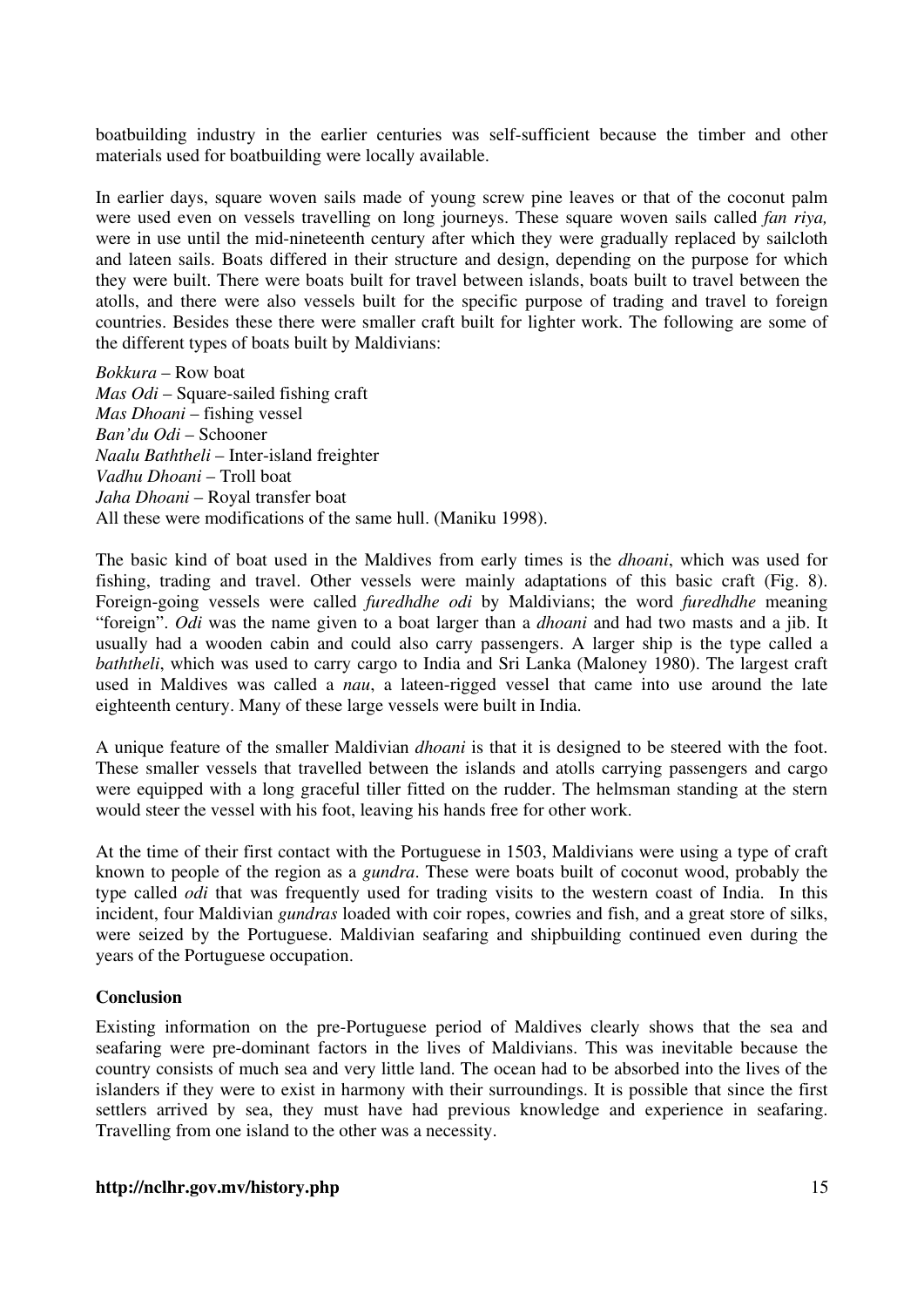boatbuilding industry in the earlier centuries was self-sufficient because the timber and other materials used for boatbuilding were locally available.

In earlier days, square woven sails made of young screw pine leaves or that of the coconut palm were used even on vessels travelling on long journeys. These square woven sails called *fan riya,* were in use until the mid-nineteenth century after which they were gradually replaced by sailcloth and lateen sails. Boats differed in their structure and design, depending on the purpose for which they were built. There were boats built for travel between islands, boats built to travel between the atolls, and there were also vessels built for the specific purpose of trading and travel to foreign countries. Besides these there were smaller craft built for lighter work. The following are some of the different types of boats built by Maldivians:

*Bokkura* – Row boat
*Mas Odi* – Square-sailed fishing craft
*Mas Dhoani* – fishing vessel
*Ban'du Odi* – Schooner
*Naalu Baththeli* – Inter-island freighter
*Vadhu Dhoani* – Troll boat
*Jaha Dhoani* – Royal transfer boat
All these were modifications of the same hull. (Maniku 1998).

The basic kind of boat used in the Maldives from early times is the *dhoani*, which was used for fishing, trading and travel. Other vessels were mainly adaptations of this basic craft (Fig. 8). Foreign-going vessels were called *furedhdhe odi* by Maldivians; the word *furedhdhe* meaning "foreign". *Odi* was the name given to a boat larger than a *dhoani* and had two masts and a jib. It usually had a wooden cabin and could also carry passengers. A larger ship is the type called a *baththeli*, which was used to carry cargo to India and Sri Lanka (Maloney 1980). The largest craft used in Maldives was called a *nau*, a lateen-rigged vessel that came into use around the late eighteenth century. Many of these large vessels were built in India.

A unique feature of the smaller Maldivian *dhoani* is that it is designed to be steered with the foot. These smaller vessels that travelled between the islands and atolls carrying passengers and cargo were equipped with a long graceful tiller fitted on the rudder. The helmsman standing at the stern would steer the vessel with his foot, leaving his hands free for other work.

At the time of their first contact with the Portuguese in 1503, Maldivians were using a type of craft known to people of the region as a *gundra*. These were boats built of coconut wood, probably the type called *odi* that was frequently used for trading visits to the western coast of India. In this incident, four Maldivian *gundras* loaded with coir ropes, cowries and fish, and a great store of silks, were seized by the Portuguese. Maldivian seafaring and shipbuilding continued even during the years of the Portuguese occupation.

## Conclusion

Existing information on the pre-Portuguese period of Maldives clearly shows that the sea and seafaring were pre-dominant factors in the lives of Maldivians. This was inevitable because the country consists of much sea and very little land. The ocean had to be absorbed into the lives of the islanders if they were to exist in harmony with their surroundings. It is possible that since the first settlers arrived by sea, they must have had previous knowledge and experience in seafaring. Travelling from one island to the other was a necessity.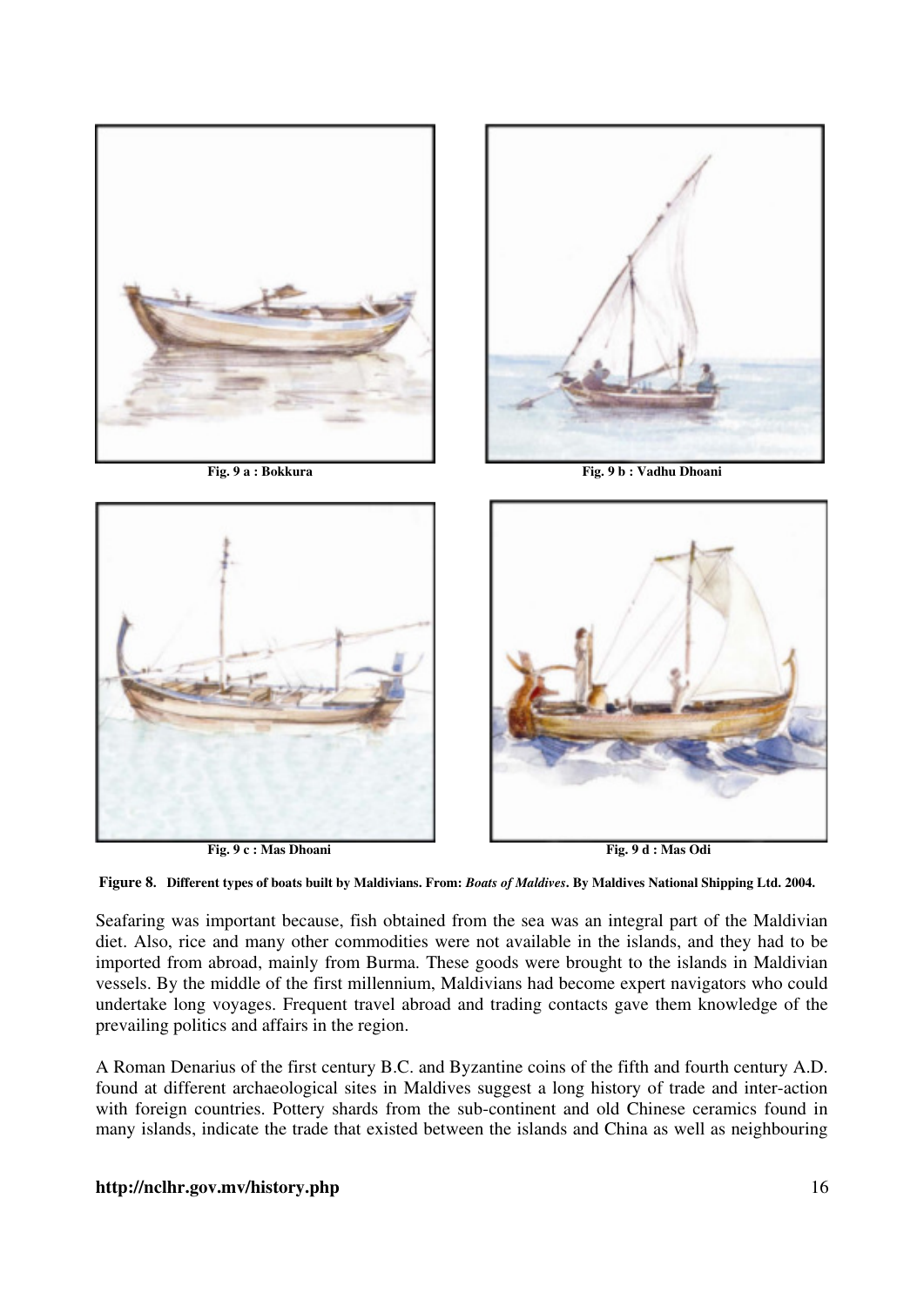Fig. 9 a : Bokkura

Fig. 9 b : Vadhu Dhoani

Fig. 9 c : Mas Dhoani

Fig. 9 d : Mas Odi

**Figure 8. Different types of boats built by Maldivians. From:** ***Boats of Maldives*****. By Maldives National Shipping Ltd. 2004.**

Seafaring was important because, fish obtained from the sea was an integral part of the Maldivian diet. Also, rice and many other commodities were not available in the islands, and they had to be imported from abroad, mainly from Burma. These goods were brought to the islands in Maldivian vessels. By the middle of the first millennium, Maldivians had become expert navigators who could undertake long voyages. Frequent travel abroad and trading contacts gave them knowledge of the prevailing politics and affairs in the region.

A Roman Denarius of the first century B.C. and Byzantine coins of the fifth and fourth century A.D. found at different archaeological sites in Maldives suggest a long history of trade and inter-action with foreign countries. Pottery shards from the sub-continent and old Chinese ceramics found in many islands, indicate the trade that existed between the islands and China as well as neighbouring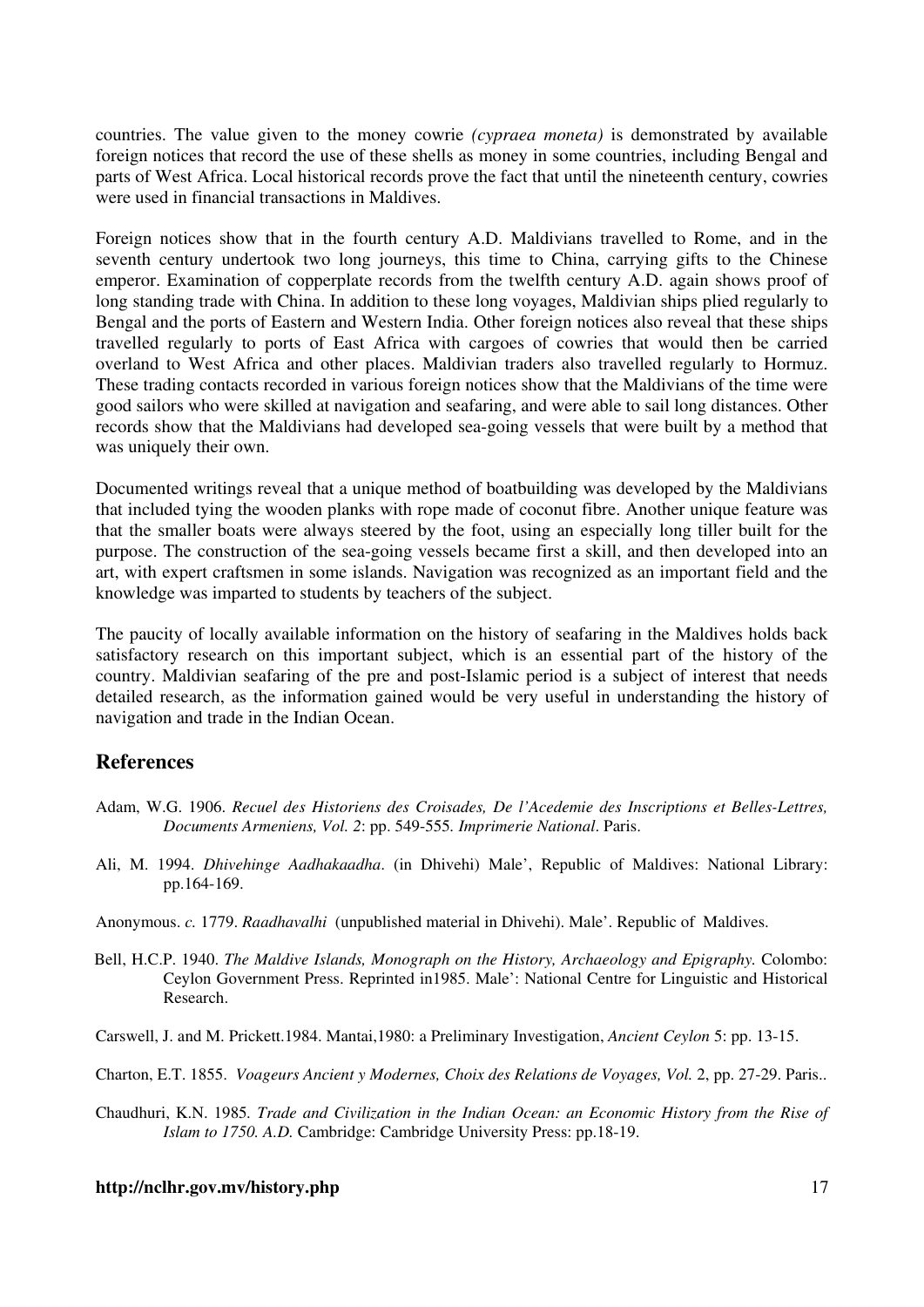countries. The value given to the money cowrie *(cypraea moneta)* is demonstrated by available foreign notices that record the use of these shells as money in some countries, including Bengal and parts of West Africa. Local historical records prove the fact that until the nineteenth century, cowries were used in financial transactions in Maldives.

Foreign notices show that in the fourth century A.D. Maldivians travelled to Rome, and in the seventh century undertook two long journeys, this time to China, carrying gifts to the Chinese emperor. Examination of copperplate records from the twelfth century A.D. again shows proof of long standing trade with China. In addition to these long voyages, Maldivian ships plied regularly to Bengal and the ports of Eastern and Western India. Other foreign notices also reveal that these ships travelled regularly to ports of East Africa with cargoes of cowries that would then be carried overland to West Africa and other places. Maldivian traders also travelled regularly to Hormuz. These trading contacts recorded in various foreign notices show that the Maldivians of the time were good sailors who were skilled at navigation and seafaring, and were able to sail long distances. Other records show that the Maldivians had developed sea-going vessels that were built by a method that was uniquely their own.

Documented writings reveal that a unique method of boatbuilding was developed by the Maldivians that included tying the wooden planks with rope made of coconut fibre. Another unique feature was that the smaller boats were always steered by the foot, using an especially long tiller built for the purpose. The construction of the sea-going vessels became first a skill, and then developed into an art, with expert craftsmen in some islands. Navigation was recognized as an important field and the knowledge was imparted to students by teachers of the subject.

The paucity of locally available information on the history of seafaring in the Maldives holds back satisfactory research on this important subject, which is an essential part of the history of the country. Maldivian seafaring of the pre and post-Islamic period is a subject of interest that needs detailed research, as the information gained would be very useful in understanding the history of navigation and trade in the Indian Ocean.

## References

Adam, W.G. 1906. *Recuel des Historiens des Croisades, De l'Acedemie des Inscriptions et Belles-Lettres, Documents Armeniens, Vol. 2*: pp. 549-555. *Imprimerie National*. Paris.

Ali, M. 1994. *Dhivehinge Aadhakaadha*. (in Dhivehi) Male', Republic of Maldives: National Library: pp.164-169.

Anonymous. *c.* 1779. *Raadhavalhi* (unpublished material in Dhivehi). Male'. Republic of Maldives.

Bell, H.C.P. 1940. *The Maldive Islands, Monograph on the History, Archaeology and Epigraphy.* Colombo: Ceylon Government Press. Reprinted in1985. Male': National Centre for Linguistic and Historical Research.

Carswell, J. and M. Prickett.1984. Mantai,1980: a Preliminary Investigation, *Ancient Ceylon* 5: pp. 13-15.

Charton, E.T. 1855. *Voageurs Ancient y Modernes, Choix des Relations de Voyages, Vol.* 2, pp. 27-29. Paris..

Chaudhuri, K.N. 1985. *Trade and Civilization in the Indian Ocean: an Economic History from the Rise of Islam to 1750. A.D.* Cambridge: Cambridge University Press: pp.18-19.

**http://nclhr.gov.mv/history.php**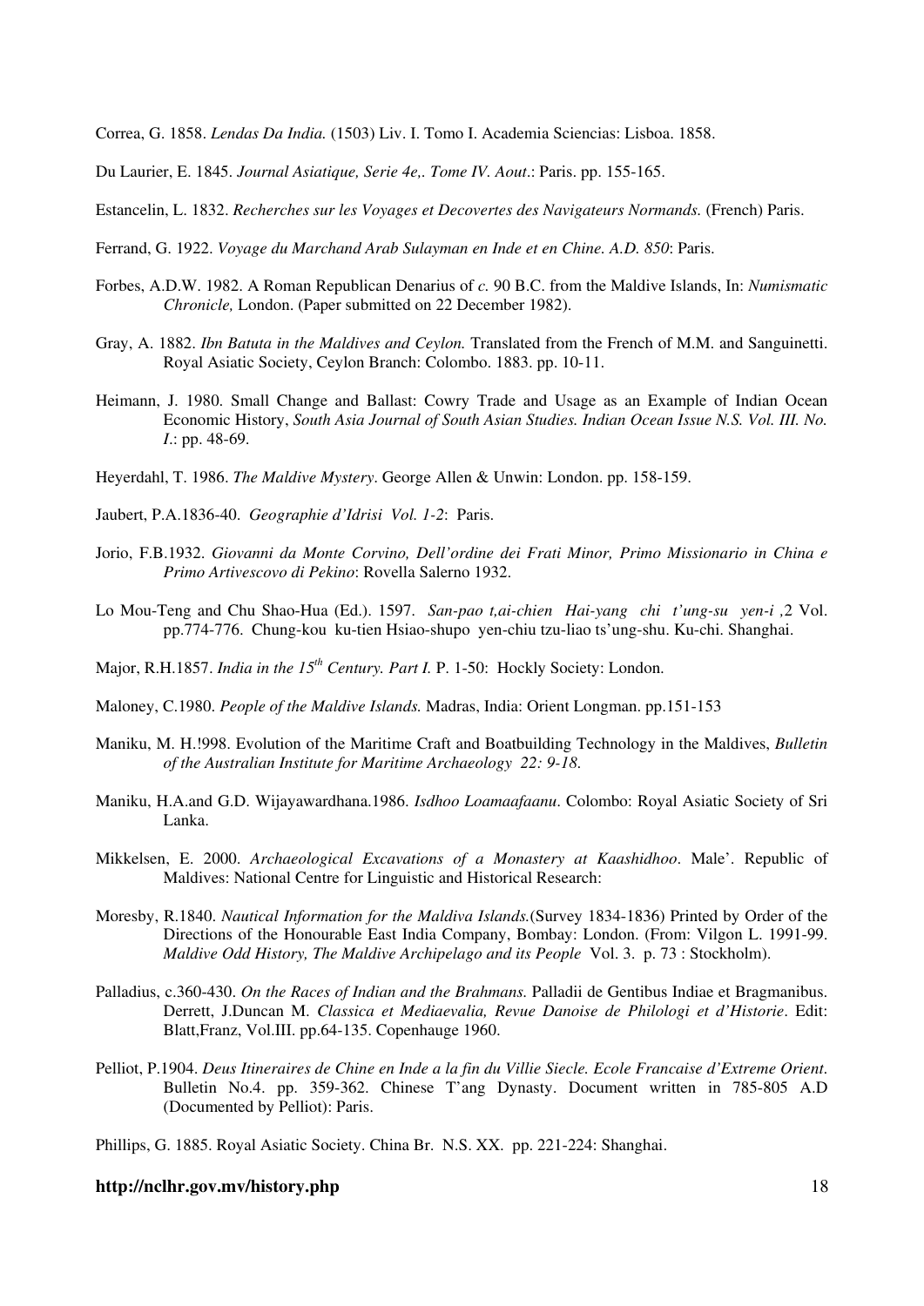Correa, G. 1858. *Lendas Da India.* (1503) Liv. I. Tomo I. Academia Sciencias: Lisboa. 1858.

Du Laurier, E. 1845. *Journal Asiatique, Serie 4e,. Tome IV. Aout*.: Paris. pp. 155-165.

Estancelin, L. 1832. *Recherches sur les Voyages et Decovertes des Navigateurs Normands.* (French) Paris.

Ferrand, G. 1922. *Voyage du Marchand Arab Sulayman en Inde et en Chine. A.D. 850*: Paris.

Forbes, A.D.W. 1982. A Roman Republican Denarius of *c.* 90 B.C. from the Maldive Islands, In: *Numismatic Chronicle,* London. (Paper submitted on 22 December 1982).

Gray, A. 1882. *Ibn Batuta in the Maldives and Ceylon.* Translated from the French of M.M. and Sanguinetti. Royal Asiatic Society, Ceylon Branch: Colombo. 1883. pp. 10-11.

Heimann, J. 1980. Small Change and Ballast: Cowry Trade and Usage as an Example of Indian Ocean Economic History, *South Asia Journal of South Asian Studies. Indian Ocean Issue N.S. Vol. III. No. I*.: pp. 48-69.

Heyerdahl, T. 1986. *The Maldive Mystery*. George Allen & Unwin: London. pp. 158-159.

Jaubert, P.A.1836-40. *Geographie d'Idrisi Vol. 1-2*: Paris.

Jorio, F.B.1932. *Giovanni da Monte Corvino, Dell'ordine dei Frati Minor, Primo Missionario in China e Primo Artivescovo di Pekino*: Rovella Salerno 1932.

Lo Mou-Teng and Chu Shao-Hua (Ed.). 1597. *San-pao t,ai-chien Hai-yang chi t'ung-su yen-i* ,2 Vol. pp.774-776. Chung-kou ku-tien Hsiao-shupo yen-chiu tzu-liao ts'ung-shu. Ku-chi. Shanghai.

Major, R.H.1857. *India in the 15th Century. Part I.* P. 1-50: Hockly Society: London.

Maloney, C.1980. *People of the Maldive Islands.* Madras, India: Orient Longman. pp.151-153

Maniku, M. H.!998. Evolution of the Maritime Craft and Boatbuilding Technology in the Maldives, *Bulletin of the Australian Institute for Maritime Archaeology 22: 9-18.*

Maniku, H.A.and G.D. Wijayawardhana.1986. *Isdhoo Loamaafaanu*. Colombo: Royal Asiatic Society of Sri Lanka.

Mikkelsen, E. 2000. *Archaeological Excavations of a Monastery at Kaashidhoo*. Male'. Republic of Maldives: National Centre for Linguistic and Historical Research:

Moresby, R.1840. *Nautical Information for the Maldiva Islands.*(Survey 1834-1836) Printed by Order of the Directions of the Honourable East India Company, Bombay: London. (From: Vilgon L. 1991-99. *Maldive Odd History, The Maldive Archipelago and its People* Vol. 3. p. 73 : Stockholm).

Palladius, c.360-430. *On the Races of Indian and the Brahmans.* Palladii de Gentibus Indiae et Bragmanibus. Derrett, J.Duncan M. *Classica et Mediaevalia, Revue Danoise de Philologi et d'Historie*. Edit: Blatt,Franz, Vol.III. pp.64-135. Copenhauge 1960.

Pelliot, P.1904. *Deus Itineraires de Chine en Inde a la fin du Villie Siecle. Ecole Francaise d'Extreme Orient*. Bulletin No.4. pp. 359-362. Chinese T'ang Dynasty. Document written in 785-805 A.D (Documented by Pelliot): Paris.

Phillips, G. 1885. Royal Asiatic Society. China Br. N.S. XX. pp. 221-224: Shanghai.

**http://nclhr.gov.mv/history.php**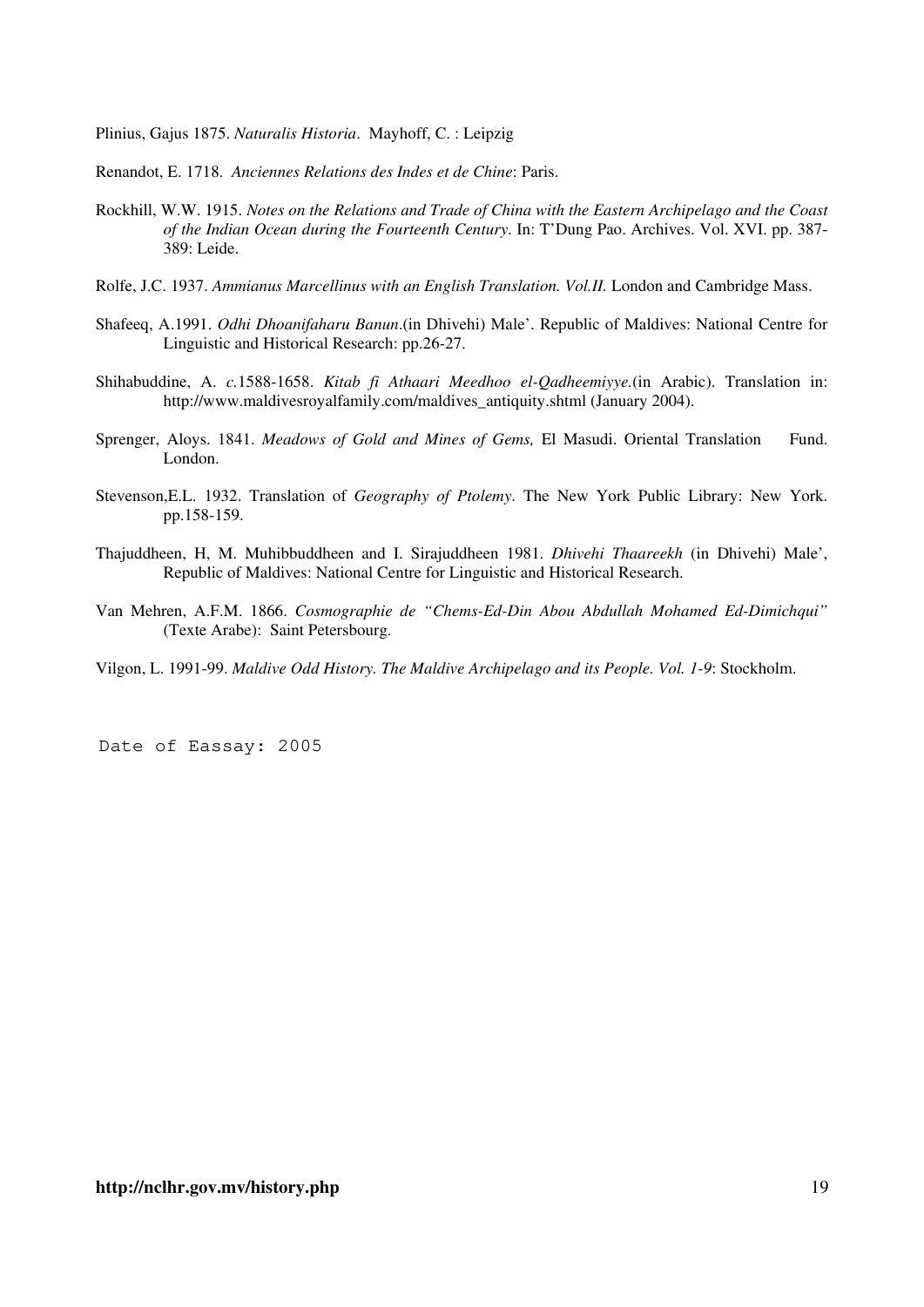Plinius, Gajus 1875. *Naturalis Historia*. Mayhoff, C. : Leipzig

Renandot, E. 1718. *Anciennes Relations des Indes et de Chine*: Paris.

Rockhill, W.W. 1915. *Notes on the Relations and Trade of China with the Eastern Archipelago and the Coast of the Indian Ocean during the Fourteenth Century*. In: T'Dung Pao. Archives. Vol. XVI. pp. 387-389: Leide.

Rolfe, J.C. 1937. *Ammianus Marcellinus with an English Translation. Vol.II.* London and Cambridge Mass.

Shafeeq, A.1991. *Odhi Dhoanifaharu Banun*.(in Dhivehi) Male'. Republic of Maldives: National Centre for Linguistic and Historical Research: pp.26-27.

Shihabuddine, A. *c.*1588-1658. *Kitab fi Athaari Meedhoo el-Qadheemiyye.*(in Arabic). Translation in: http://www.maldivesroyalfamily.com/maldives_antiquity.shtml (January 2004).

Sprenger, Aloys. 1841. *Meadows of Gold and Mines of Gems,* El Masudi. Oriental Translation Fund. London.

Stevenson,E.L. 1932. Translation of *Geography of Ptolemy*. The New York Public Library: New York. pp.158-159.

Thajuddheen, H, M. Muhibbuddheen and I. Sirajuddheen 1981. *Dhivehi Thaareekh* (in Dhivehi) Male', Republic of Maldives: National Centre for Linguistic and Historical Research.

Van Mehren, A.F.M. 1866. *Cosmographie de "Chems-Ed-Din Abou Abdullah Mohamed Ed-Dimichqui"* (Texte Arabe): Saint Petersbourg.

Vilgon, L. 1991-99. *Maldive Odd History. The Maldive Archipelago and its People. Vol. 1-9*: Stockholm.

Date of Eassay: 2005